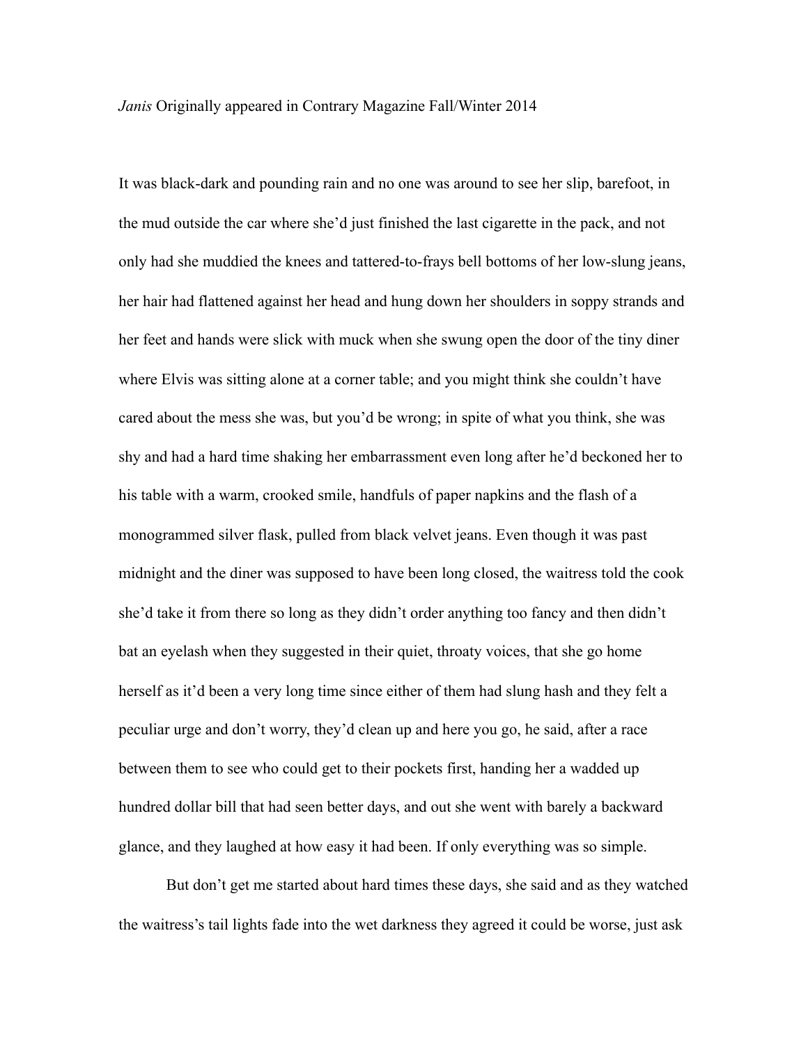*Janis* Originally appeared in Contrary Magazine Fall/Winter 2014

It was black-dark and pounding rain and no one was around to see her slip, barefoot, in the mud outside the car where she'd just finished the last cigarette in the pack, and not only had she muddied the knees and tattered-to-frays bell bottoms of her low-slung jeans, her hair had flattened against her head and hung down her shoulders in soppy strands and her feet and hands were slick with muck when she swung open the door of the tiny diner where Elvis was sitting alone at a corner table; and you might think she couldn't have cared about the mess she was, but you'd be wrong; in spite of what you think, she was shy and had a hard time shaking her embarrassment even long after he'd beckoned her to his table with a warm, crooked smile, handfuls of paper napkins and the flash of a monogrammed silver flask, pulled from black velvet jeans. Even though it was past midnight and the diner was supposed to have been long closed, the waitress told the cook she'd take it from there so long as they didn't order anything too fancy and then didn't bat an eyelash when they suggested in their quiet, throaty voices, that she go home herself as it'd been a very long time since either of them had slung hash and they felt a peculiar urge and don't worry, they'd clean up and here you go, he said, after a race between them to see who could get to their pockets first, handing her a wadded up hundred dollar bill that had seen better days, and out she went with barely a backward glance, and they laughed at how easy it had been. If only everything was so simple.

But don't get me started about hard times these days, she said and as they watched the waitress's tail lights fade into the wet darkness they agreed it could be worse, just ask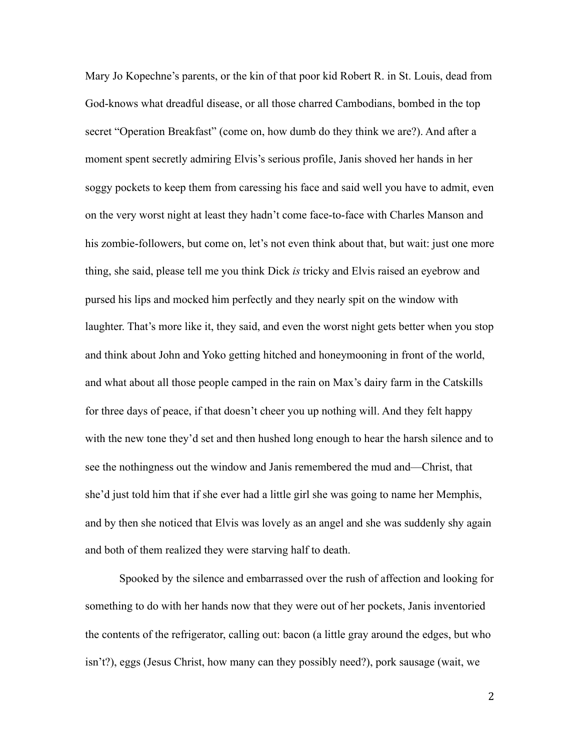Mary Jo Kopechne's parents, or the kin of that poor kid Robert R. in St. Louis, dead from God-knows what dreadful disease, or all those charred Cambodians, bombed in the top secret "Operation Breakfast" (come on, how dumb do they think we are?). And after a moment spent secretly admiring Elvis's serious profile, Janis shoved her hands in her soggy pockets to keep them from caressing his face and said well you have to admit, even on the very worst night at least they hadn't come face-to-face with Charles Manson and his zombie-followers, but come on, let's not even think about that, but wait: just one more thing, she said, please tell me you think Dick *is* tricky and Elvis raised an eyebrow and pursed his lips and mocked him perfectly and they nearly spit on the window with laughter. That's more like it, they said, and even the worst night gets better when you stop and think about John and Yoko getting hitched and honeymooning in front of the world, and what about all those people camped in the rain on Max's dairy farm in the Catskills for three days of peace, if that doesn't cheer you up nothing will. And they felt happy with the new tone they'd set and then hushed long enough to hear the harsh silence and to see the nothingness out the window and Janis remembered the mud and—Christ, that she'd just told him that if she ever had a little girl she was going to name her Memphis, and by then she noticed that Elvis was lovely as an angel and she was suddenly shy again and both of them realized they were starving half to death.

Spooked by the silence and embarrassed over the rush of affection and looking for something to do with her hands now that they were out of her pockets, Janis inventoried the contents of the refrigerator, calling out: bacon (a little gray around the edges, but who isn't?), eggs (Jesus Christ, how many can they possibly need?), pork sausage (wait, we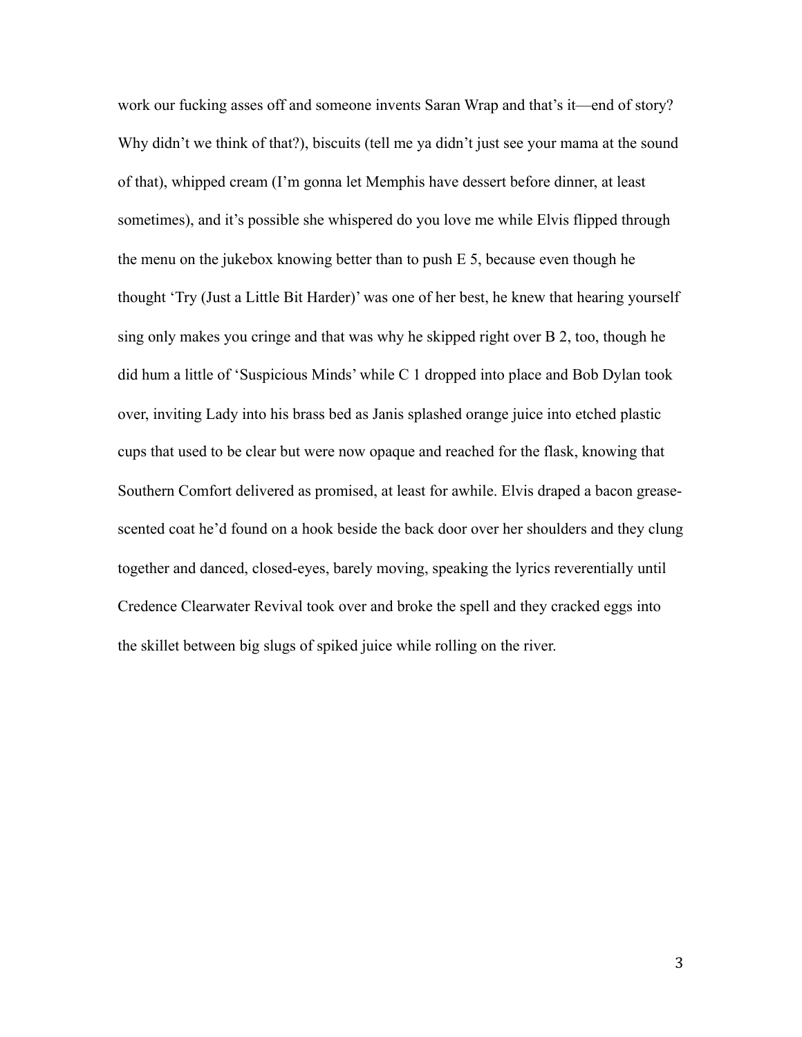work our fucking asses off and someone invents Saran Wrap and that's it—end of story? Why didn't we think of that?), biscuits (tell me ya didn't just see your mama at the sound of that), whipped cream (I'm gonna let Memphis have dessert before dinner, at least sometimes), and it's possible she whispered do you love me while Elvis flipped through the menu on the jukebox knowing better than to push E 5, because even though he thought 'Try (Just a Little Bit Harder)' was one of her best, he knew that hearing yourself sing only makes you cringe and that was why he skipped right over B 2, too, though he did hum a little of 'Suspicious Minds' while C 1 dropped into place and Bob Dylan took over, inviting Lady into his brass bed as Janis splashed orange juice into etched plastic cups that used to be clear but were now opaque and reached for the flask, knowing that Southern Comfort delivered as promised, at least for awhile. Elvis draped a bacon grease-scented coat he'd found on a hook beside the back door over her shoulders and they clung together and danced, closed-eyes, barely moving, speaking the lyrics reverentially until Credence Clearwater Revival took over and broke the spell and they cracked eggs into the skillet between big slugs of spiked juice while rolling on the river.